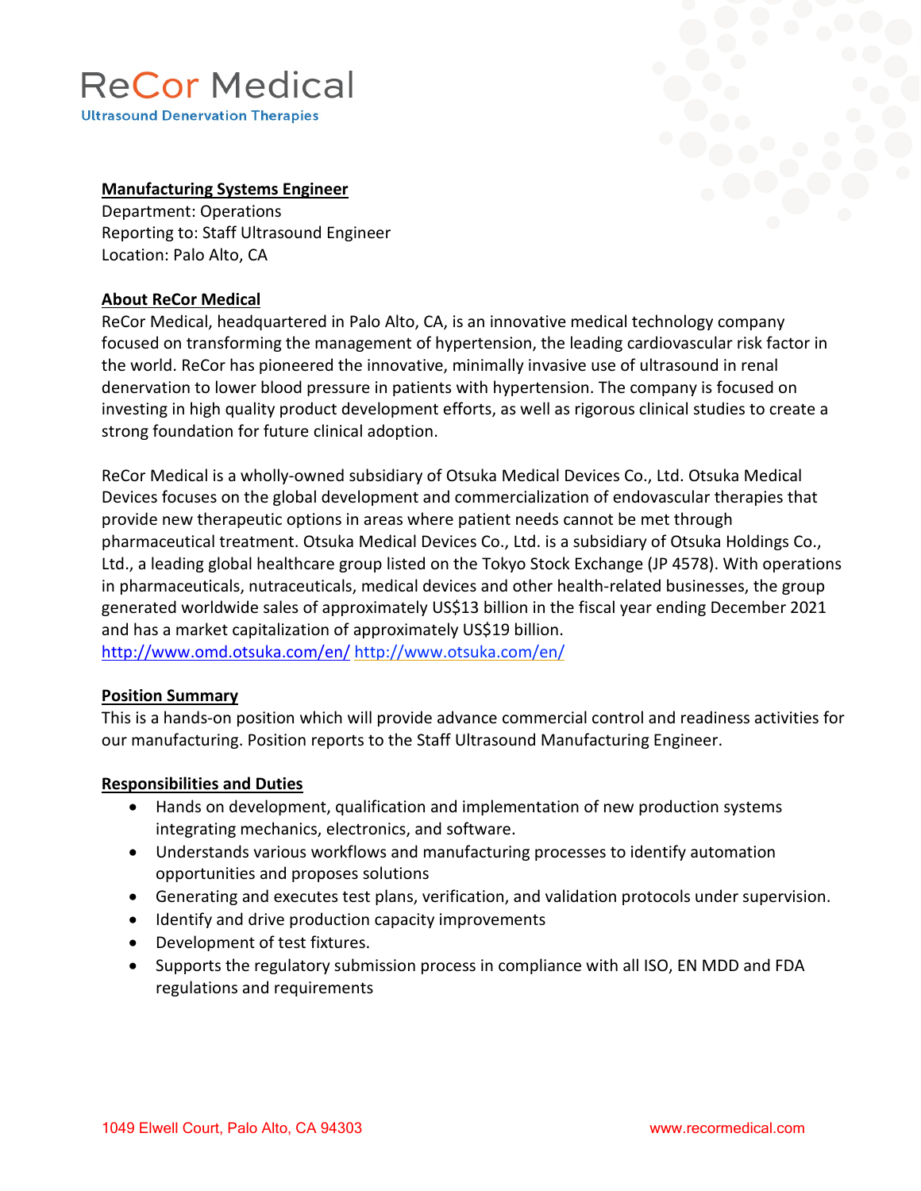# ReCor Medical

Ultrasound Denervation Therapies

## Manufacturing Systems Engineer

Department: Operations
Reporting to: Staff Ultrasound Engineer
Location: Palo Alto, CA

## About ReCor Medical

ReCor Medical, headquartered in Palo Alto, CA, is an innovative medical technology company focused on transforming the management of hypertension, the leading cardiovascular risk factor in the world. ReCor has pioneered the innovative, minimally invasive use of ultrasound in renal denervation to lower blood pressure in patients with hypertension. The company is focused on investing in high quality product development efforts, as well as rigorous clinical studies to create a strong foundation for future clinical adoption.

ReCor Medical is a wholly-owned subsidiary of Otsuka Medical Devices Co., Ltd. Otsuka Medical Devices focuses on the global development and commercialization of endovascular therapies that provide new therapeutic options in areas where patient needs cannot be met through pharmaceutical treatment. Otsuka Medical Devices Co., Ltd. is a subsidiary of Otsuka Holdings Co., Ltd., a leading global healthcare group listed on the Tokyo Stock Exchange (JP 4578). With operations in pharmaceuticals, nutraceuticals, medical devices and other health-related businesses, the group generated worldwide sales of approximately US$13 billion in the fiscal year ending December 2021 and has a market capitalization of approximately US$19 billion.
http://www.omd.otsuka.com/en/ http://www.otsuka.com/en/

## Position Summary

This is a hands-on position which will provide advance commercial control and readiness activities for our manufacturing. Position reports to the Staff Ultrasound Manufacturing Engineer.

## Responsibilities and Duties

- Hands on development, qualification and implementation of new production systems integrating mechanics, electronics, and software.
- Understands various workflows and manufacturing processes to identify automation opportunities and proposes solutions
- Generating and executes test plans, verification, and validation protocols under supervision.
- Identify and drive production capacity improvements
- Development of test fixtures.
- Supports the regulatory submission process in compliance with all ISO, EN MDD and FDA regulations and requirements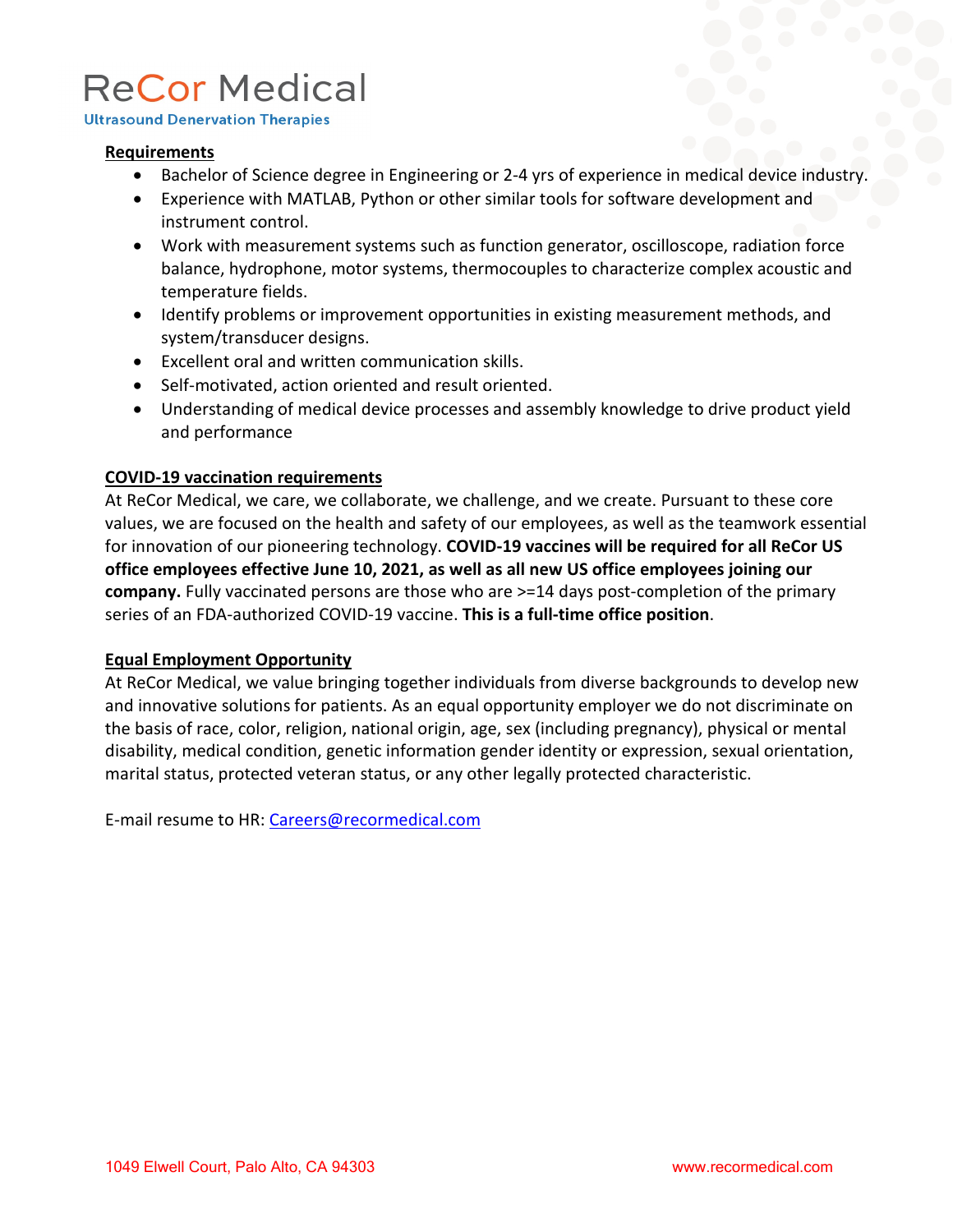ReCor Medical
Ultrasound Denervation Therapies

**Requirements**

- Bachelor of Science degree in Engineering or 2-4 yrs of experience in medical device industry.
- Experience with MATLAB, Python or other similar tools for software development and instrument control.
- Work with measurement systems such as function generator, oscilloscope, radiation force balance, hydrophone, motor systems, thermocouples to characterize complex acoustic and temperature fields.
- Identify problems or improvement opportunities in existing measurement methods, and system/transducer designs.
- Excellent oral and written communication skills.
- Self-motivated, action oriented and result oriented.
- Understanding of medical device processes and assembly knowledge to drive product yield and performance

**COVID-19 vaccination requirements**

At ReCor Medical, we care, we collaborate, we challenge, and we create. Pursuant to these core values, we are focused on the health and safety of our employees, as well as the teamwork essential for innovation of our pioneering technology. **COVID-19 vaccines will be required for all ReCor US office employees effective June 10, 2021, as well as all new US office employees joining our company.** Fully vaccinated persons are those who are >=14 days post-completion of the primary series of an FDA-authorized COVID-19 vaccine. **This is a full-time office position**.

**Equal Employment Opportunity**

At ReCor Medical, we value bringing together individuals from diverse backgrounds to develop new and innovative solutions for patients. As an equal opportunity employer we do not discriminate on the basis of race, color, religion, national origin, age, sex (including pregnancy), physical or mental disability, medical condition, genetic information gender identity or expression, sexual orientation, marital status, protected veteran status, or any other legally protected characteristic.

E-mail resume to HR: Careers@recormedical.com

1049 Elwell Court, Palo Alto, CA 94303 www.recormedical.com